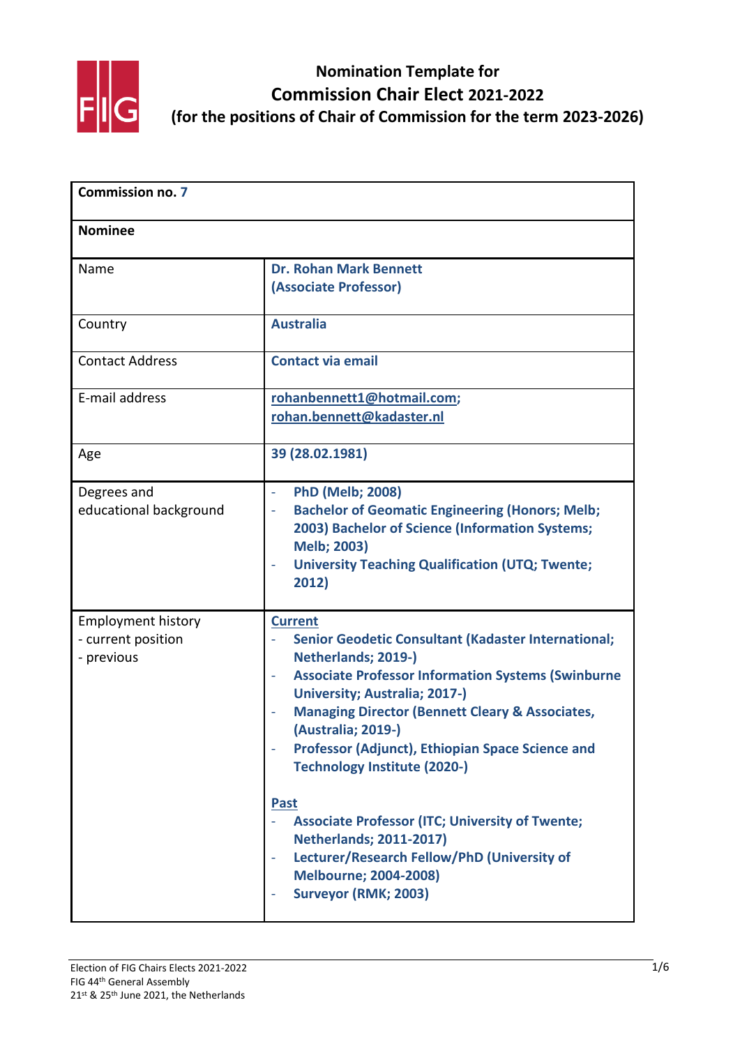# Nomination Template for
## Commission Chair Elect 2021-2022
### (for the positions of Chair of Commission for the term 2023-2026)

| **Commission no. 7** | |
|---|---|
| **Nominee** | |
| Name | **Dr. Rohan Mark Bennett (Associate Professor)** |
| Country | **Australia** |
| Contact Address | **Contact via email** |
| E-mail address | **rohanbennett1@hotmail.com; rohan.bennett@kadaster.nl** |
| Age | **39 (28.02.1981)** |
| Degrees and educational background | - **PhD (Melb; 2008)**<br>- **Bachelor of Geomatic Engineering (Honors; Melb; 2003) Bachelor of Science (Information Systems; Melb; 2003)**<br>- **University Teaching Qualification (UTQ; Twente; 2012)** |
| Employment history<br>- current position<br>- previous | **Current**<br>- **Senior Geodetic Consultant (Kadaster International; Netherlands; 2019-)**<br>- **Associate Professor Information Systems (Swinburne University; Australia; 2017-)**<br>- **Managing Director (Bennett Cleary & Associates, (Australia; 2019-)**<br>- **Professor (Adjunct), Ethiopian Space Science and Technology Institute (2020-)**<br><br>**Past**<br>- **Associate Professor (ITC; University of Twente; Netherlands; 2011-2017)**<br>- **Lecturer/Research Fellow/PhD (University of Melbourne; 2004-2008)**<br>- **Surveyor (RMK; 2003)** |

Election of FIG Chairs Elects 2021-2022
FIG 44th General Assembly
21st & 25th June 2021, the Netherlands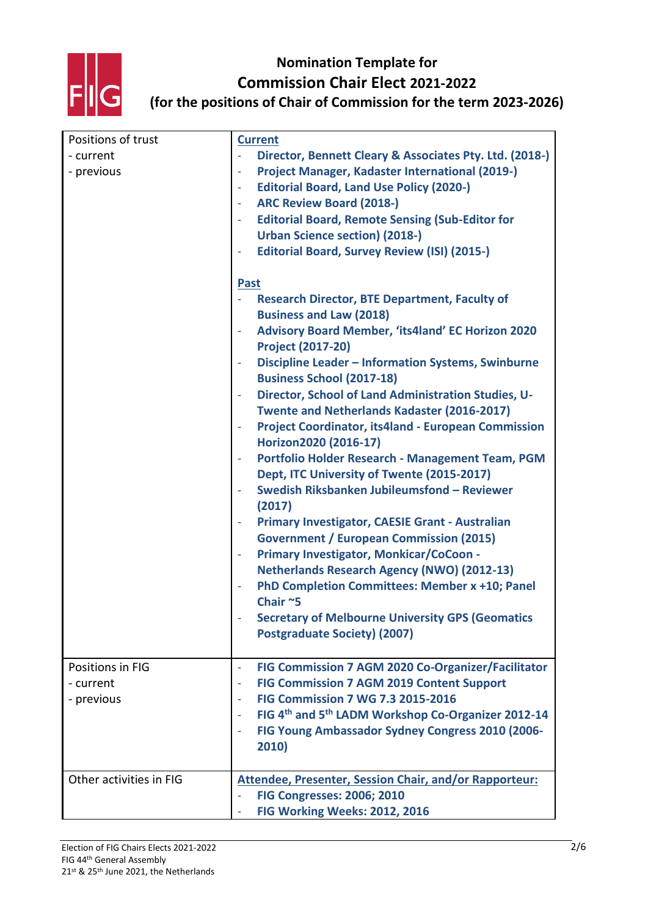# Nomination Template for Commission Chair Elect 2021-2022 (for the positions of Chair of Commission for the term 2023-2026)

| | |
|---|---|
| Positions of trust<br>- current<br>- previous | **Current**<br>- **Director, Bennett Cleary & Associates Pty. Ltd. (2018-)**<br>- **Project Manager, Kadaster International (2019-)**<br>- **Editorial Board, Land Use Policy (2020-)**<br>- **ARC Review Board (2018-)**<br>- **Editorial Board, Remote Sensing (Sub-Editor for Urban Science section) (2018-)**<br>- **Editorial Board, Survey Review (ISI) (2015-)**<br><br>**Past**<br>- **Research Director, BTE Department, Faculty of Business and Law (2018)**<br>- **Advisory Board Member, 'its4land' EC Horizon 2020 Project (2017-20)**<br>- **Discipline Leader – Information Systems, Swinburne Business School (2017-18)**<br>- **Director, School of Land Administration Studies, U-Twente and Netherlands Kadaster (2016-2017)**<br>- **Project Coordinator, its4land - European Commission Horizon2020 (2016-17)**<br>- **Portfolio Holder Research - Management Team, PGM Dept, ITC University of Twente (2015-2017)**<br>- **Swedish Riksbanken Jubileumsfond – Reviewer (2017)**<br>- **Primary Investigator, CAESIE Grant - Australian Government / European Commission (2015)**<br>- **Primary Investigator, Monkicar/CoCoon - Netherlands Research Agency (NWO) (2012-13)**<br>- **PhD Completion Committees: Member x +10; Panel Chair ~5**<br>- **Secretary of Melbourne University GPS (Geomatics Postgraduate Society) (2007)** |
| Positions in FIG<br>- current<br>- previous | - **FIG Commission 7 AGM 2020 Co-Organizer/Facilitator**<br>- **FIG Commission 7 AGM 2019 Content Support**<br>- **FIG Commission 7 WG 7.3 2015-2016**<br>- **FIG 4th and 5th LADM Workshop Co-Organizer 2012-14**<br>- **FIG Young Ambassador Sydney Congress 2010 (2006-2010)** |
| Other activities in FIG | **Attendee, Presenter, Session Chair, and/or Rapporteur:**<br>- **FIG Congresses: 2006; 2010**<br>- **FIG Working Weeks: 2012, 2016** |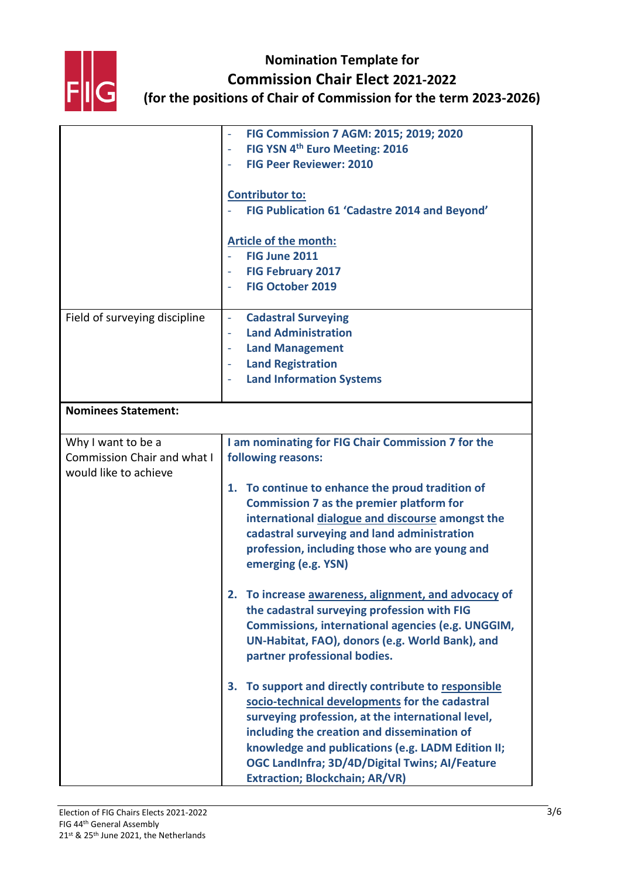# Nomination Template for Commission Chair Elect 2021-2022
## (for the positions of Chair of Commission for the term 2023-2026)

| | |
|---|---|
| | - **FIG Commission 7 AGM: 2015; 2019; 2020**<br>- **FIG YSN 4th Euro Meeting: 2016**<br>- **FIG Peer Reviewer: 2010**<br><br>**Contributor to:**<br>- **FIG Publication 61 'Cadastre 2014 and Beyond'**<br><br>**Article of the month:**<br>- **FIG June 2011**<br>- **FIG February 2017**<br>- **FIG October 2019** |
| Field of surveying discipline | - **Cadastral Surveying**<br>- **Land Administration**<br>- **Land Management**<br>- **Land Registration**<br>- **Land Information Systems** |
| **Nominees Statement:** | |
| Why I want to be a Commission Chair and what I would like to achieve | **I am nominating for FIG Chair Commission 7 for the following reasons:**<br><br>**1. To continue to enhance the proud tradition of Commission 7 as the premier platform for international dialogue and discourse amongst the cadastral surveying and land administration profession, including those who are young and emerging (e.g. YSN)**<br><br>**2. To increase awareness, alignment, and advocacy of the cadastral surveying profession with FIG Commissions, international agencies (e.g. UNGGIM, UN-Habitat, FAO), donors (e.g. World Bank), and partner professional bodies.**<br><br>**3. To support and directly contribute to responsible socio-technical developments for the cadastral surveying profession, at the international level, including the creation and dissemination of knowledge and publications (e.g. LADM Edition II; OGC LandInfra; 3D/4D/Digital Twins; AI/Feature Extraction; Blockchain; AR/VR)** |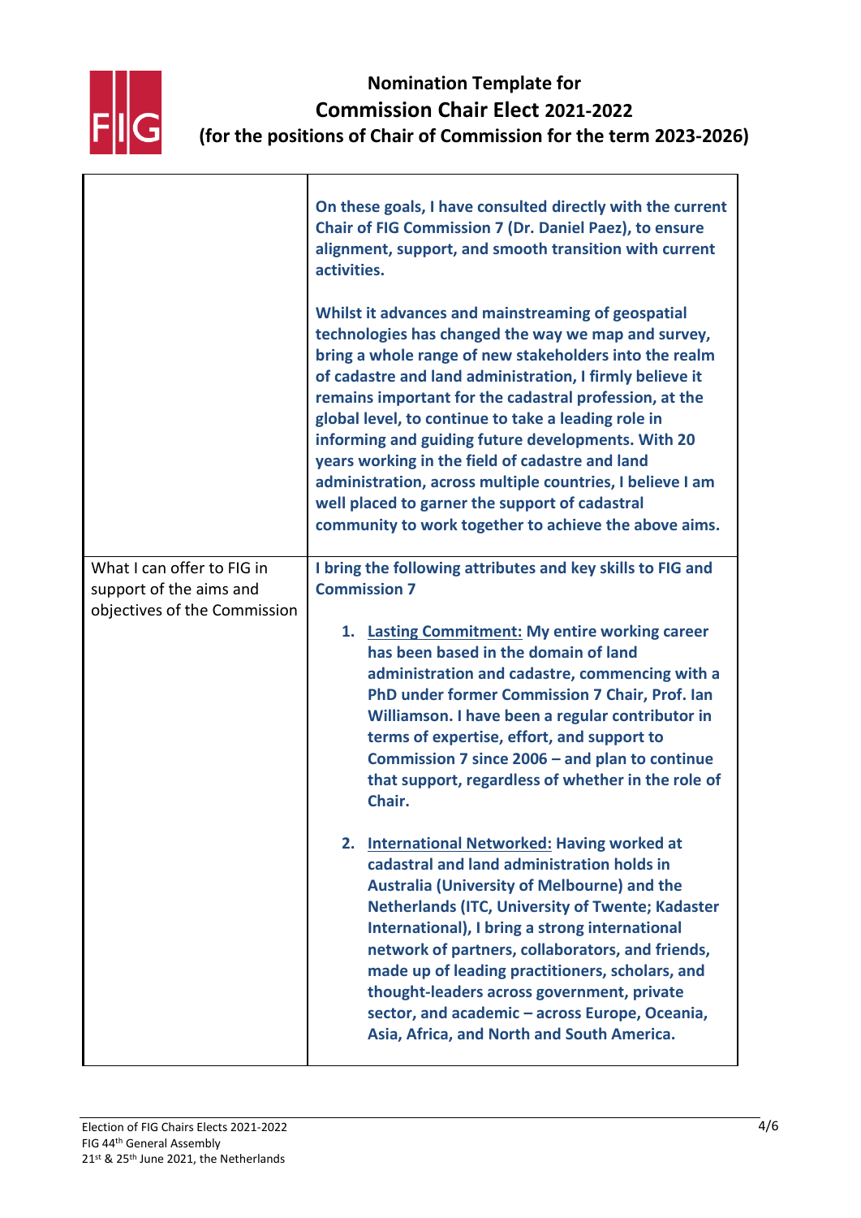# Nomination Template for Commission Chair Elect 2021-2022 (for the positions of Chair of Commission for the term 2023-2026)

| | |
|---|---|
| | **On these goals, I have consulted directly with the current Chair of FIG Commission 7 (Dr. Daniel Paez), to ensure alignment, support, and smooth transition with current activities.**<br><br>**Whilst it advances and mainstreaming of geospatial technologies has changed the way we map and survey, bring a whole range of new stakeholders into the realm of cadastre and land administration, I firmly believe it remains important for the cadastral profession, at the global level, to continue to take a leading role in informing and guiding future developments. With 20 years working in the field of cadastre and land administration, across multiple countries, I believe I am well placed to garner the support of cadastral community to work together to achieve the above aims.** |
| What I can offer to FIG in support of the aims and objectives of the Commission | **I bring the following attributes and key skills to FIG and Commission 7**<br><br>**1. Lasting Commitment: My entire working career has been based in the domain of land administration and cadastre, commencing with a PhD under former Commission 7 Chair, Prof. Ian Williamson. I have been a regular contributor in terms of expertise, effort, and support to Commission 7 since 2006 – and plan to continue that support, regardless of whether in the role of Chair.**<br><br>**2. International Networked: Having worked at cadastral and land administration holds in Australia (University of Melbourne) and the Netherlands (ITC, University of Twente; Kadaster International), I bring a strong international network of partners, collaborators, and friends, made up of leading practitioners, scholars, and thought-leaders across government, private sector, and academic – across Europe, Oceania, Asia, Africa, and North and South America.** |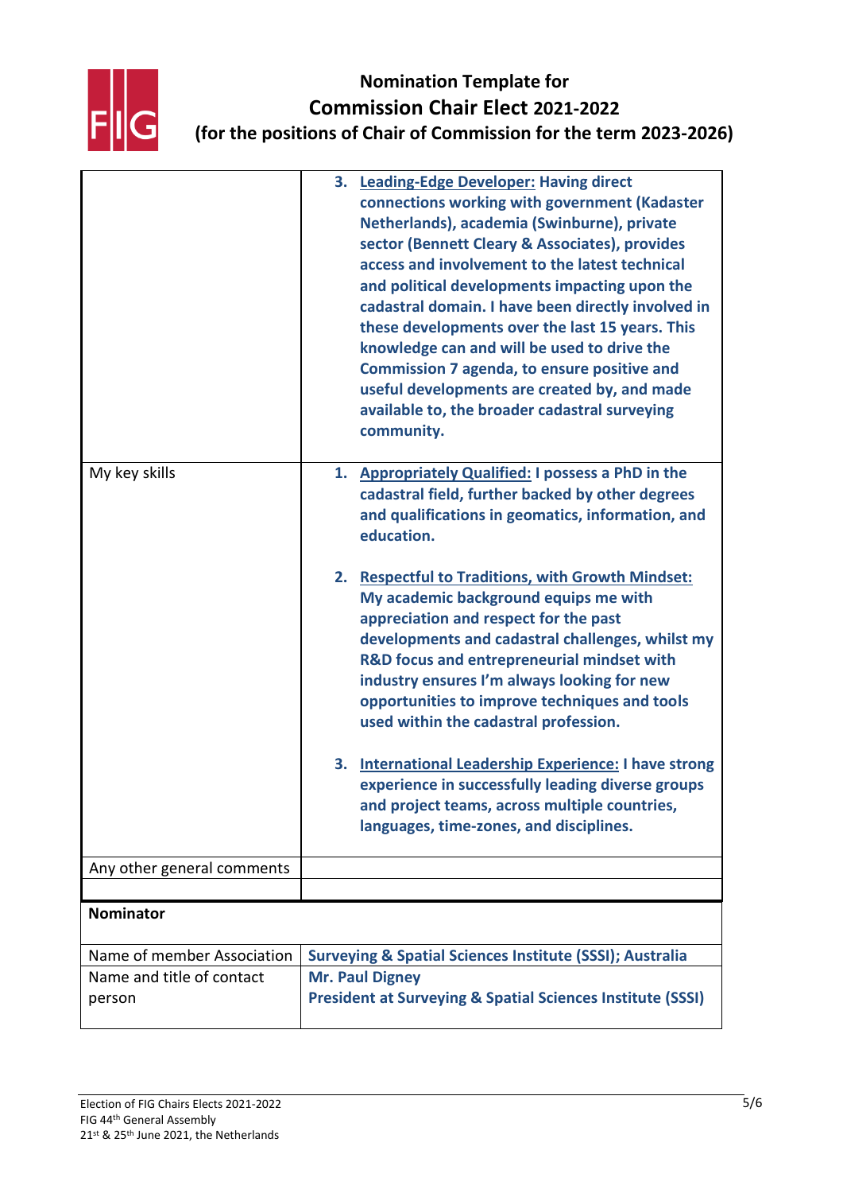# Nomination Template for Commission Chair Elect 2021-2022 (for the positions of Chair of Commission for the term 2023-2026)

| | |
|---|---|
| | 3. **Leading-Edge Developer: Having direct connections working with government (Kadaster Netherlands), academia (Swinburne), private sector (Bennett Cleary & Associates), provides access and involvement to the latest technical and political developments impacting upon the cadastral domain. I have been directly involved in these developments over the last 15 years. This knowledge can and will be used to drive the Commission 7 agenda, to ensure positive and useful developments are created by, and made available to, the broader cadastral surveying community.** |
| My key skills | 1. **Appropriately Qualified: I possess a PhD in the cadastral field, further backed by other degrees and qualifications in geomatics, information, and education.** <br><br> 2. **Respectful to Traditions, with Growth Mindset: My academic background equips me with appreciation and respect for the past developments and cadastral challenges, whilst my R&D focus and entrepreneurial mindset with industry ensures I'm always looking for new opportunities to improve techniques and tools used within the cadastral profession.** <br><br> 3. **International Leadership Experience: I have strong experience in successfully leading diverse groups and project teams, across multiple countries, languages, time-zones, and disciplines.** |
| Any other general comments | |
| | |

| **Nominator** | |
|---|---|
| Name of member Association | **Surveying & Spatial Sciences Institute (SSSI); Australia** |
| Name and title of contact person | **Mr. Paul Digney** <br> **President at Surveying & Spatial Sciences Institute (SSSI)** |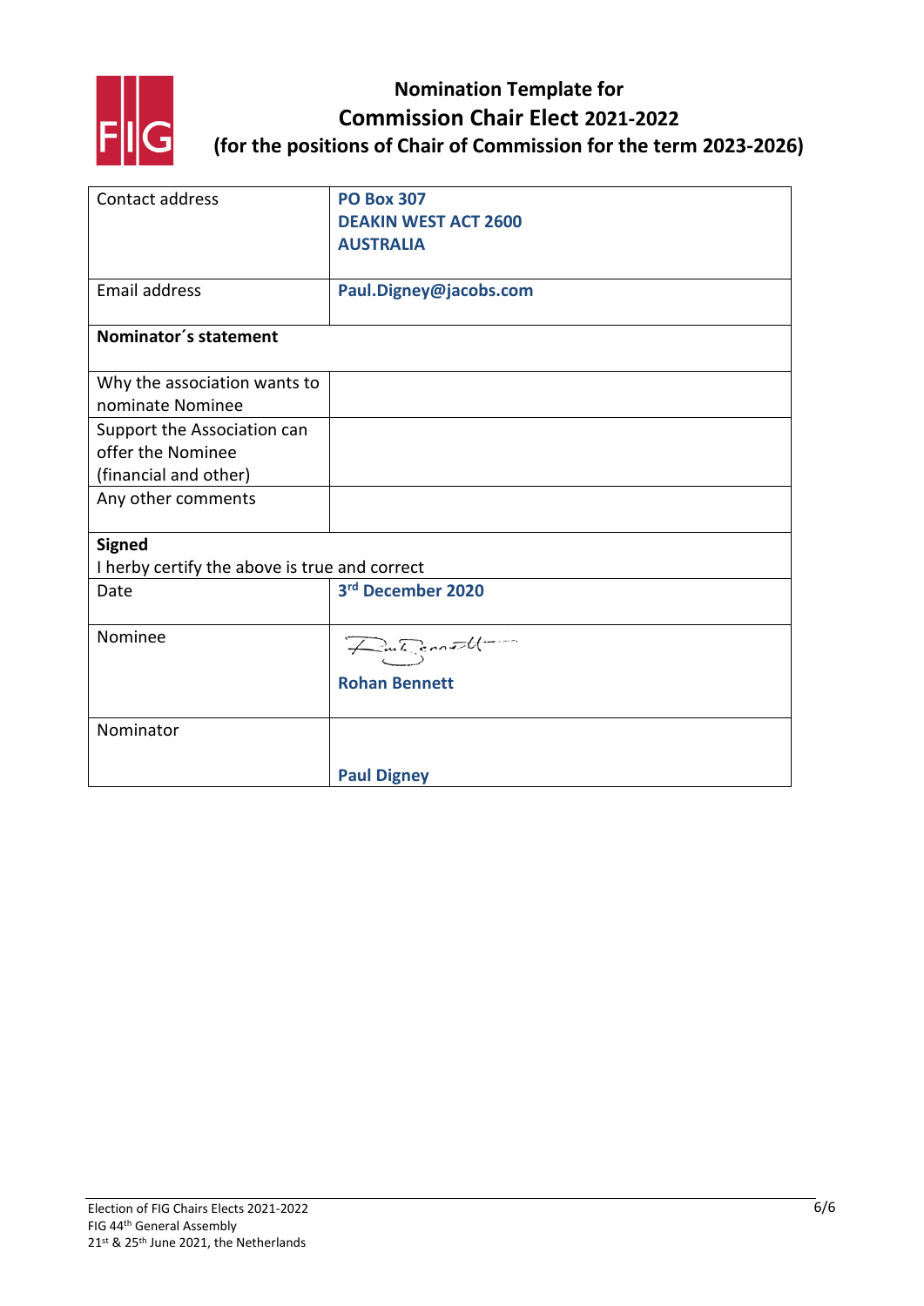# Nomination Template for Commission Chair Elect 2021-2022

## (for the positions of Chair of Commission for the term 2023-2026)

| | |
|---|---|
| Contact address | **PO Box 307**<br>**DEAKIN WEST ACT 2600**<br>**AUSTRALIA** |
| Email address | **Paul.Digney@jacobs.com** |
| **Nominator´s statement** | |
| Why the association wants to nominate Nominee | |
| Support the Association can offer the Nominee (financial and other) | |
| Any other comments | |
| **Signed**<br>I herby certify the above is true and correct | |
| Date | **3rd December 2020** |
| Nominee | **Rohan Bennett** |
| Nominator | **Paul Digney** |